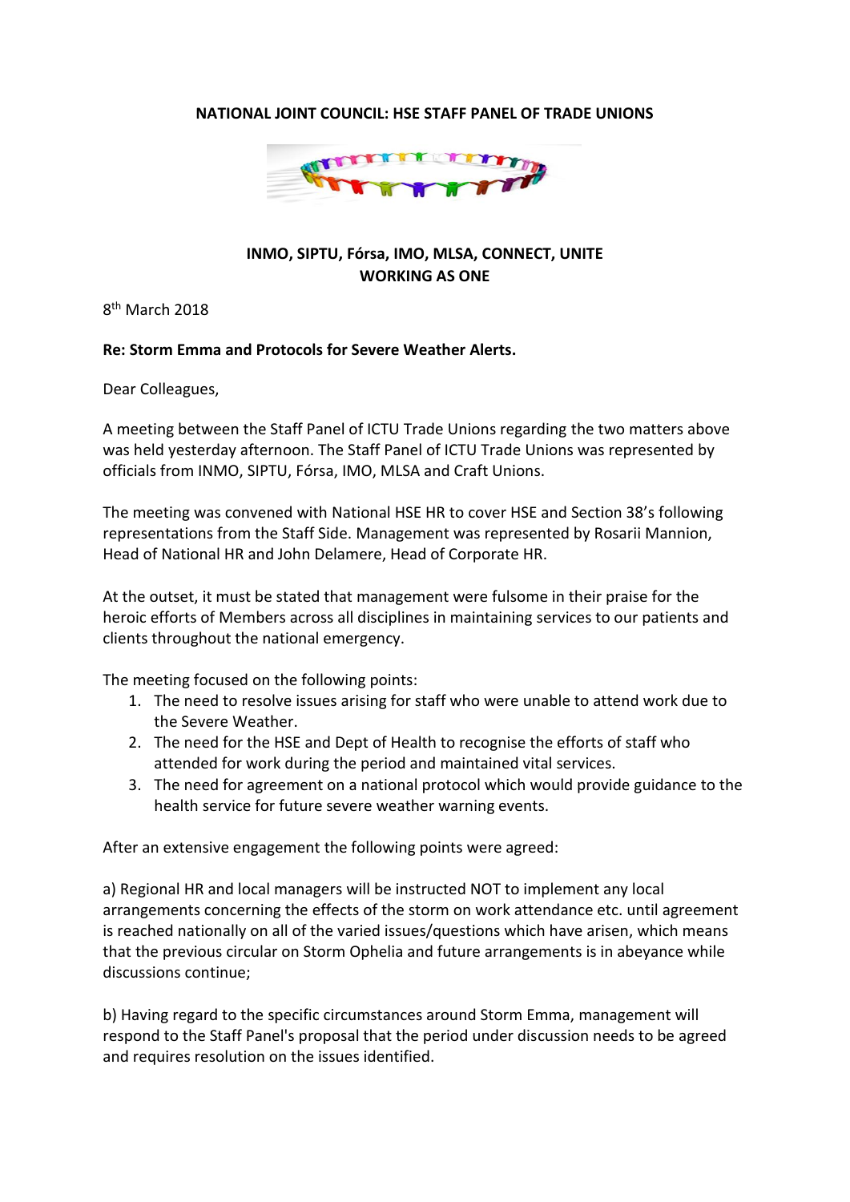**NATIONAL JOINT COUNCIL: HSE STAFF PANEL OF TRADE UNIONS**

**INMO, SIPTU, Fórsa, IMO, MLSA, CONNECT, UNITE**
**WORKING AS ONE**

8th March 2018

**Re: Storm Emma and Protocols for Severe Weather Alerts.**

Dear Colleagues,

A meeting between the Staff Panel of ICTU Trade Unions regarding the two matters above was held yesterday afternoon. The Staff Panel of ICTU Trade Unions was represented by officials from INMO, SIPTU, Fórsa, IMO, MLSA and Craft Unions.

The meeting was convened with National HSE HR to cover HSE and Section 38's following representations from the Staff Side. Management was represented by Rosarii Mannion, Head of National HR and John Delamere, Head of Corporate HR.

At the outset, it must be stated that management were fulsome in their praise for the heroic efforts of Members across all disciplines in maintaining services to our patients and clients throughout the national emergency.

The meeting focused on the following points:

1. The need to resolve issues arising for staff who were unable to attend work due to the Severe Weather.
2. The need for the HSE and Dept of Health to recognise the efforts of staff who attended for work during the period and maintained vital services.
3. The need for agreement on a national protocol which would provide guidance to the health service for future severe weather warning events.

After an extensive engagement the following points were agreed:

a) Regional HR and local managers will be instructed NOT to implement any local arrangements concerning the effects of the storm on work attendance etc. until agreement is reached nationally on all of the varied issues/questions which have arisen, which means that the previous circular on Storm Ophelia and future arrangements is in abeyance while discussions continue;

b) Having regard to the specific circumstances around Storm Emma, management will respond to the Staff Panel's proposal that the period under discussion needs to be agreed and requires resolution on the issues identified.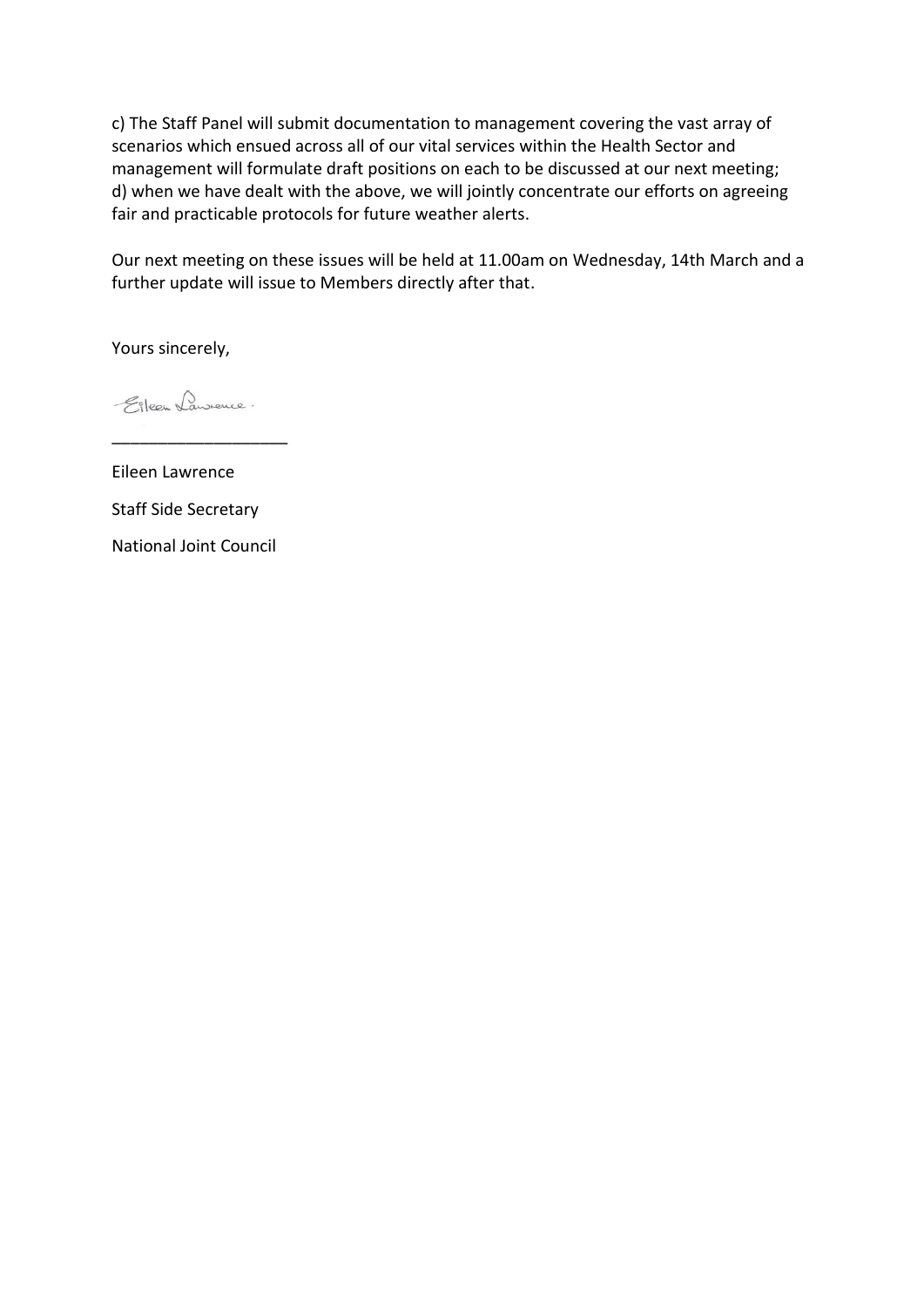c) The Staff Panel will submit documentation to management covering the vast array of scenarios which ensued across all of our vital services within the Health Sector and management will formulate draft positions on each to be discussed at our next meeting;
d) when we have dealt with the above, we will jointly concentrate our efforts on agreeing fair and practicable protocols for future weather alerts.

Our next meeting on these issues will be held at 11.00am on Wednesday, 14th March and a further update will issue to Members directly after that.

Yours sincerely,

Eileen Lawrence

___________________

Eileen Lawrence

Staff Side Secretary

National Joint Council